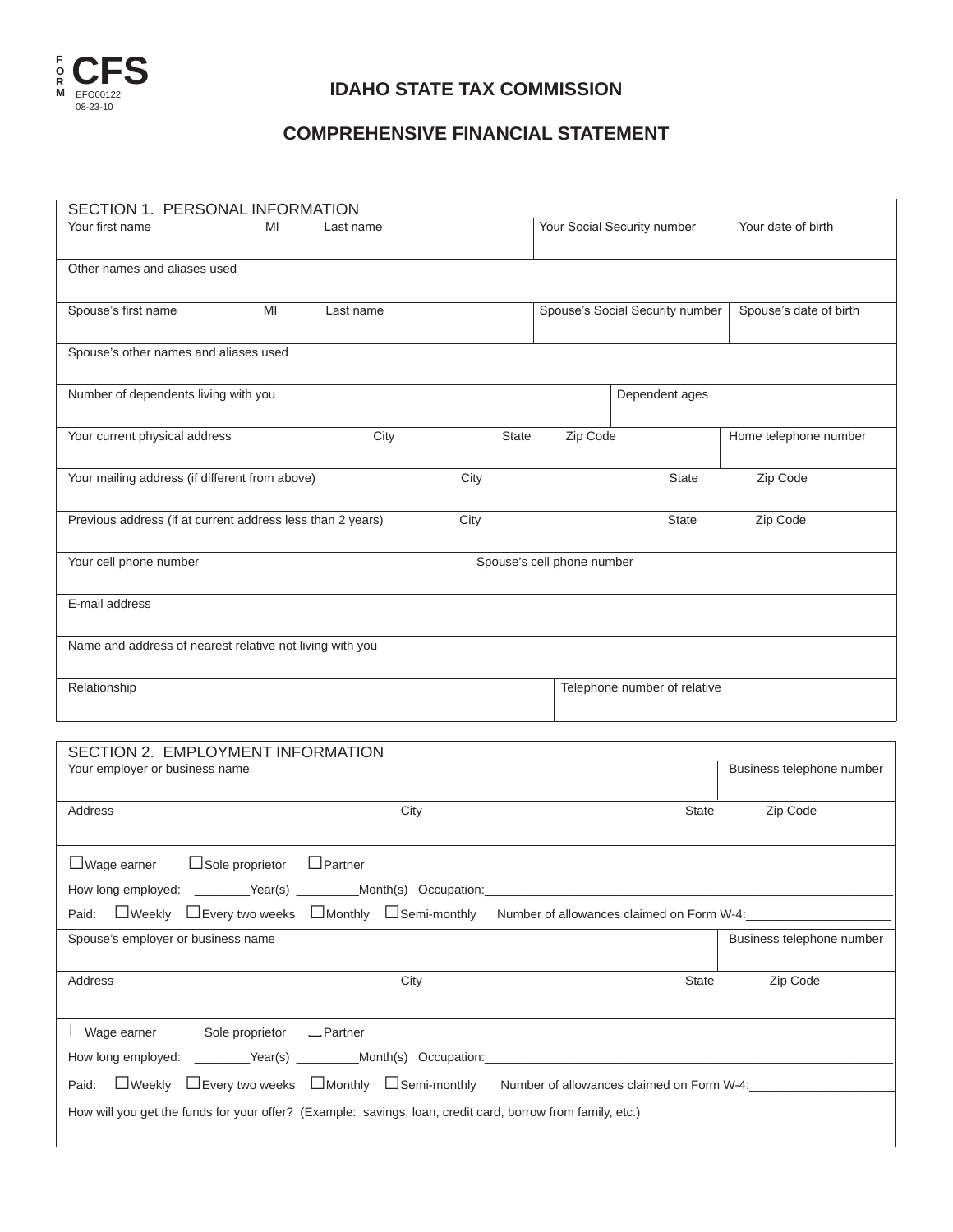FORM **CFS**
EFO00122
08-23-10

# IDAHO STATE TAX COMMISSION

## COMPREHENSIVE FINANCIAL STATEMENT

### SECTION 1. PERSONAL INFORMATION

| Your first name MI Last name | Your Social Security number | Your date of birth |
|---|---|---|
| | | |

Other names and aliases used

| Spouse's first name MI Last name | Spouse's Social Security number | Spouse's date of birth |
|---|---|---|
| | | |

Spouse's other names and aliases used

| Number of dependents living with you | Dependent ages |
|---|---|
| | |

| Your current physical address | City | State | Zip Code | Home telephone number |
|---|---|---|---|---|
| | | | | |

| Your mailing address (if different from above) | City | State | Zip Code |
|---|---|---|---|
| | | | |

| Previous address (if at current address less than 2 years) | City | State | Zip Code |
|---|---|---|---|
| | | | |

| Your cell phone number | Spouse's cell phone number |
|---|---|
| | |

E-mail address

Name and address of nearest relative not living with you

| Relationship | Telephone number of relative |
|---|---|
| | |

### SECTION 2. EMPLOYMENT INFORMATION

| Your employer or business name | Business telephone number |
|---|---|
| | |

| Address | City | State | Zip Code |
|---|---|---|---|
| | | | |

☐ Wage earner ☐ Sole proprietor ☐ Partner

How long employed: ________Year(s) ________Month(s) Occupation: ____________________

Paid: ☐ Weekly ☐ Every two weeks ☐ Monthly ☐ Semi-monthly Number of allowances claimed on Form W-4: ____________

| Spouse's employer or business name | Business telephone number |
|---|---|
| | |

| Address | City | State | Zip Code |
|---|---|---|---|
| | | | |

☐ Wage earner ☐ Sole proprietor ☐ Partner

How long employed: ________Year(s) ________Month(s) Occupation: ____________________

Paid: ☐ Weekly ☐ Every two weeks ☐ Monthly ☐ Semi-monthly Number of allowances claimed on Form W-4: ____________

How will you get the funds for your offer? (Example: savings, loan, credit card, borrow from family, etc.)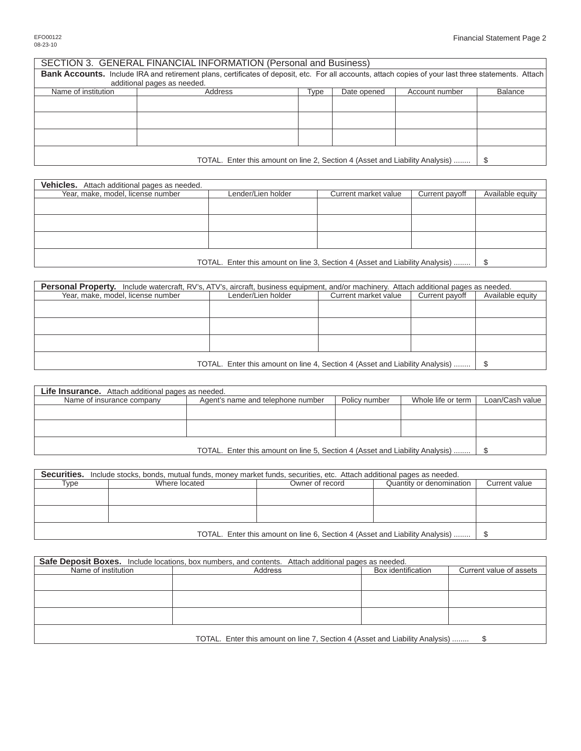## SECTION 3. GENERAL FINANCIAL INFORMATION (Personal and Business)

**Bank Accounts.** Include IRA and retirement plans, certificates of deposit, etc. For all accounts, attach copies of your last three statements. Attach additional pages as needed.

| Name of institution | Address | Type | Date opened | Account number | Balance |
|---|---|---|---|---|---|
| | | | | | |
| | | | | | |
| | | | | | |
| TOTAL. Enter this amount on line 2, Section 4 (Asset and Liability Analysis) ........ | | | | | $ |

**Vehicles.** Attach additional pages as needed.

| Year, make, model, license number | Lender/Lien holder | Current market value | Current payoff | Available equity |
|---|---|---|---|---|
| | | | | |
| | | | | |
| | | | | |
| TOTAL. Enter this amount on line 3, Section 4 (Asset and Liability Analysis) ........ | | | | $ |

**Personal Property.** Include watercraft, RV's, ATV's, aircraft, business equipment, and/or machinery. Attach additional pages as needed.

| Year, make, model, license number | Lender/Lien holder | Current market value | Current payoff | Available equity |
|---|---|---|---|---|
| | | | | |
| | | | | |
| | | | | |
| TOTAL. Enter this amount on line 4, Section 4 (Asset and Liability Analysis) ........ | | | | $ |

**Life Insurance.** Attach additional pages as needed.

| Name of insurance company | Agent's name and telephone number | Policy number | Whole life or term | Loan/Cash value |
|---|---|---|---|---|
| | | | | |
| | | | | |
| TOTAL. Enter this amount on line 5, Section 4 (Asset and Liability Analysis) ........ | | | | $ |

**Securities.** Include stocks, bonds, mutual funds, money market funds, securities, etc. Attach additional pages as needed.

| Type | Where located | Owner of record | Quantity or denomination | Current value |
|---|---|---|---|---|
| | | | | |
| | | | | |
| TOTAL. Enter this amount on line 6, Section 4 (Asset and Liability Analysis) ........ | | | | $ |

**Safe Deposit Boxes.** Include locations, box numbers, and contents. Attach additional pages as needed.

| Name of institution | Address | Box identification | Current value of assets |
|---|---|---|---|
| | | | |
| | | | |
| | | | |
| TOTAL. Enter this amount on line 7, Section 4 (Asset and Liability Analysis) ........ | | | $ |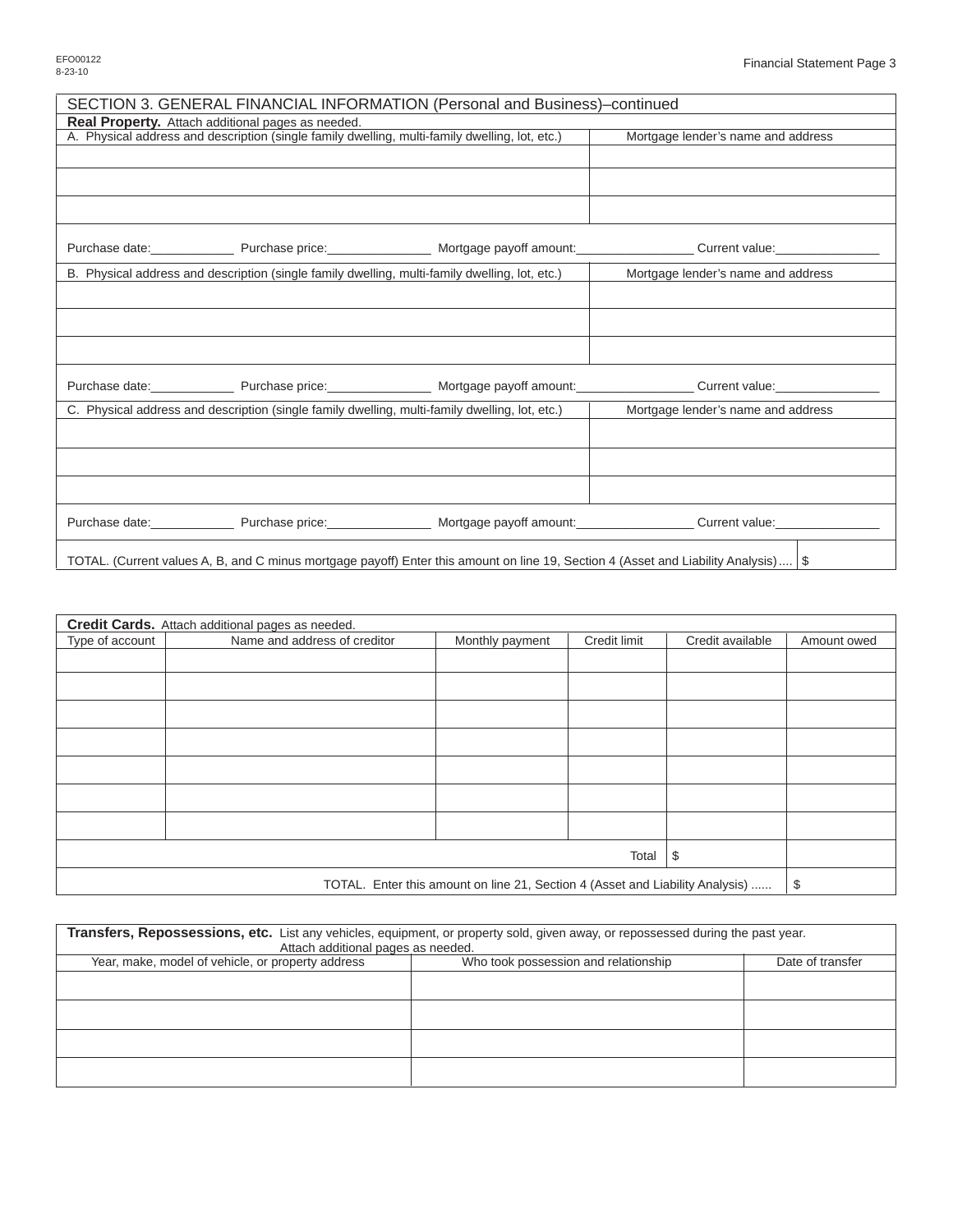## SECTION 3. GENERAL FINANCIAL INFORMATION (Personal and Business)–continued

**Real Property.** Attach additional pages as needed.

| A. Physical address and description (single family dwelling, multi-family dwelling, lot, etc.) | Mortgage lender's name and address |
|---|---|
| | |
| | |
| | |

Purchase date:____________ Purchase price:_______________ Mortgage payoff amount:_________________ Current value:_______________

| B. Physical address and description (single family dwelling, multi-family dwelling, lot, etc.) | Mortgage lender's name and address |
|---|---|
| | |
| | |
| | |

Purchase date:____________ Purchase price:_______________ Mortgage payoff amount:_________________ Current value:_______________

| C. Physical address and description (single family dwelling, multi-family dwelling, lot, etc.) | Mortgage lender's name and address |
|---|---|
| | |
| | |
| | |

Purchase date:____________ Purchase price:_______________ Mortgage payoff amount:_________________ Current value:_______________

TOTAL. (Current values A, B, and C minus mortgage payoff) Enter this amount on line 19, Section 4 (Asset and Liability Analysis).... $

**Credit Cards.** Attach additional pages as needed.

| Type of account | Name and address of creditor | Monthly payment | Credit limit | Credit available | Amount owed |
|---|---|---|---|---|---|
| | | | | | |
| | | | | | |
| | | | | | |
| | | | | | |
| | | | | | |
| | | | | | |
| | | | | | |
| | | | Total | $ | |
| | | TOTAL. Enter this amount on line 21, Section 4 (Asset and Liability Analysis) ...... | | | $ |

**Transfers, Repossessions, etc.** List any vehicles, equipment, or property sold, given away, or repossessed during the past year. Attach additional pages as needed.

| Year, make, model of vehicle, or property address | Who took possession and relationship | Date of transfer |
|---|---|---|
| | | |
| | | |
| | | |
| | | |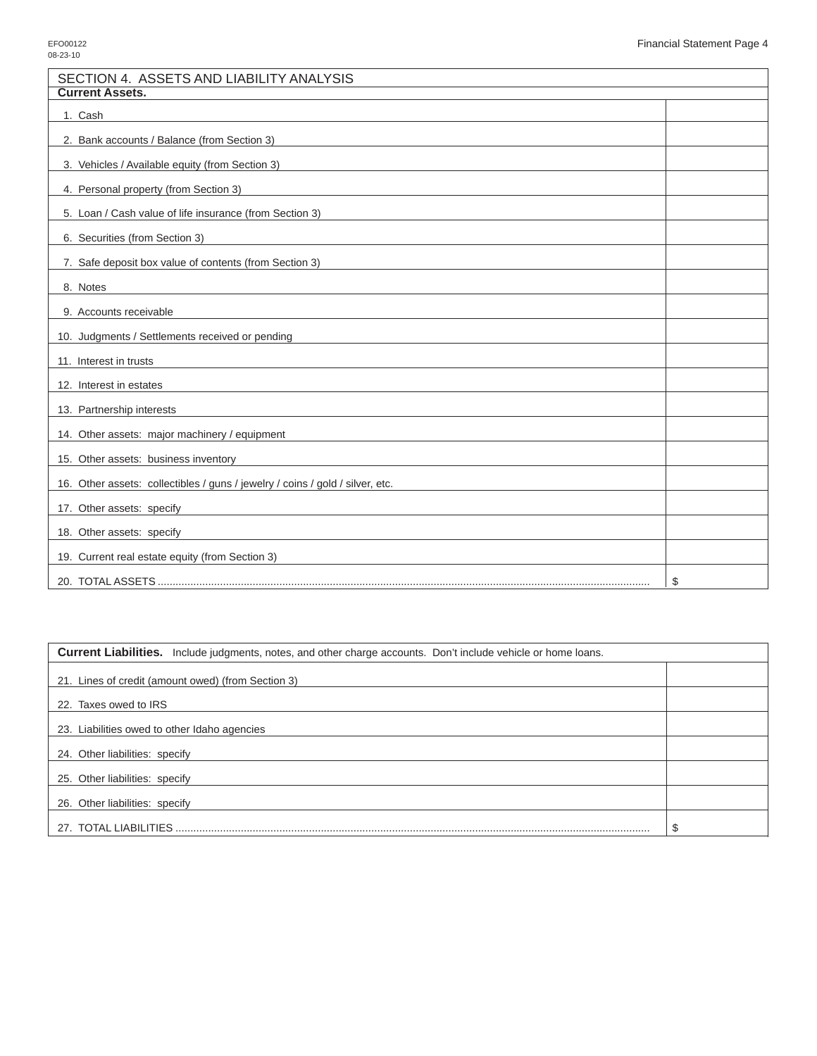## SECTION 4. ASSETS AND LIABILITY ANALYSIS

| Current Assets. | |
|---|---|
| 1. Cash | |
| 2. Bank accounts / Balance (from Section 3) | |
| 3. Vehicles / Available equity (from Section 3) | |
| 4. Personal property (from Section 3) | |
| 5. Loan / Cash value of life insurance (from Section 3) | |
| 6. Securities (from Section 3) | |
| 7. Safe deposit box value of contents (from Section 3) | |
| 8. Notes | |
| 9. Accounts receivable | |
| 10. Judgments / Settlements received or pending | |
| 11. Interest in trusts | |
| 12. Interest in estates | |
| 13. Partnership interests | |
| 14. Other assets: major machinery / equipment | |
| 15. Other assets: business inventory | |
| 16. Other assets: collectibles / guns / jewelry / coins / gold / silver, etc. | |
| 17. Other assets: specify | |
| 18. Other assets: specify | |
| 19. Current real estate equity (from Section 3) | |
| 20. TOTAL ASSETS | $ |

| **Current Liabilities.** Include judgments, notes, and other charge accounts. Don't include vehicle or home loans. | |
|---|---|
| 21. Lines of credit (amount owed) (from Section 3) | |
| 22. Taxes owed to IRS | |
| 23. Liabilities owed to other Idaho agencies | |
| 24. Other liabilities: specify | |
| 25. Other liabilities: specify | |
| 26. Other liabilities: specify | |
| 27. TOTAL LIABILITIES | $ |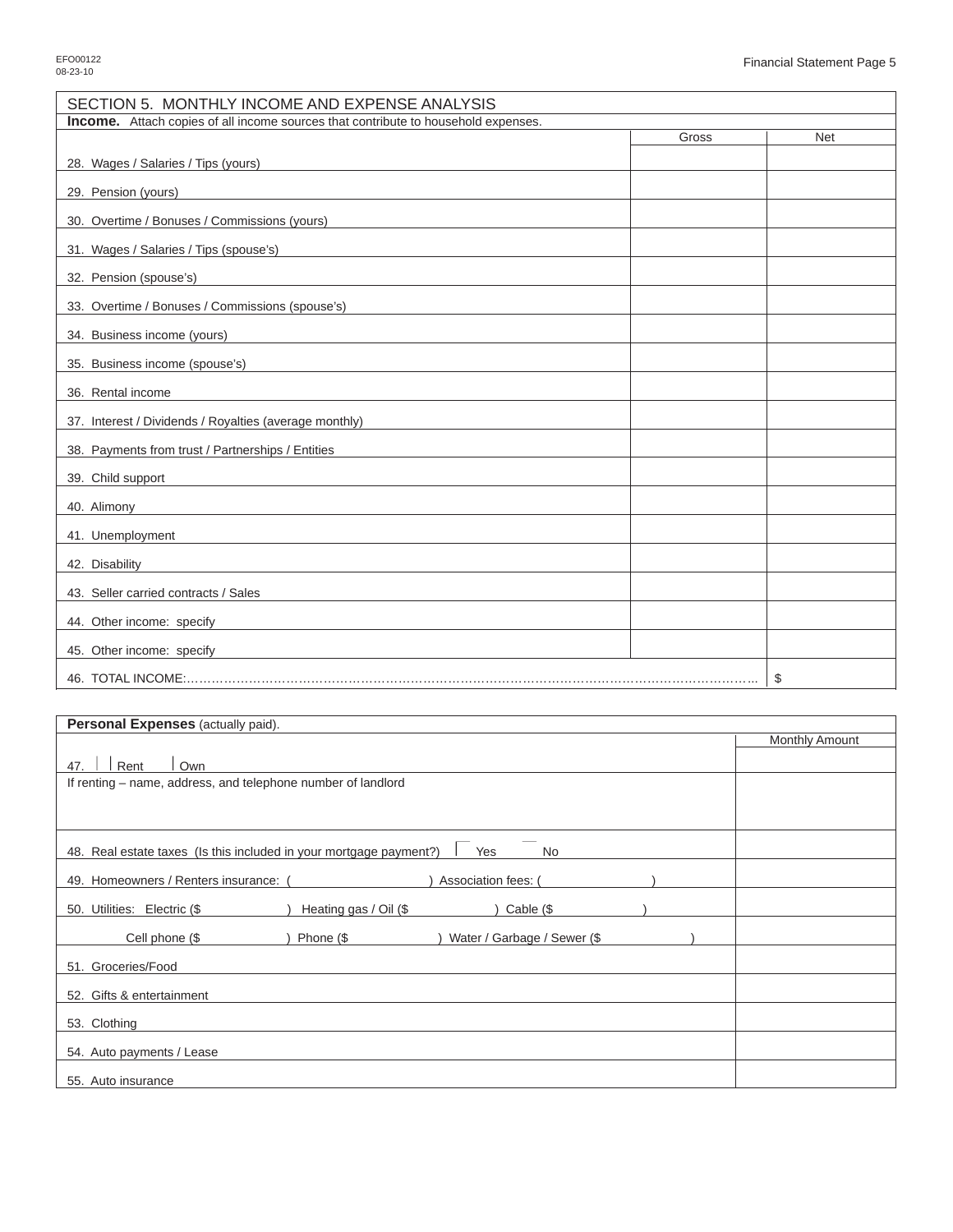## SECTION 5. MONTHLY INCOME AND EXPENSE ANALYSIS

**Income.** Attach copies of all income sources that contribute to household expenses.

| | Gross | Net |
|---|---|---|
| 28. Wages / Salaries / Tips (yours) | | |
| 29. Pension (yours) | | |
| 30. Overtime / Bonuses / Commissions (yours) | | |
| 31. Wages / Salaries / Tips (spouse's) | | |
| 32. Pension (spouse's) | | |
| 33. Overtime / Bonuses / Commissions (spouse's) | | |
| 34. Business income (yours) | | |
| 35. Business income (spouse's) | | |
| 36. Rental income | | |
| 37. Interest / Dividends / Royalties (average monthly) | | |
| 38. Payments from trust / Partnerships / Entities | | |
| 39. Child support | | |
| 40. Alimony | | |
| 41. Unemployment | | |
| 42. Disability | | |
| 43. Seller carried contracts / Sales | | |
| 44. Other income: specify | | |
| 45. Other income: specify | | |
| 46. TOTAL INCOME:………………………………………………………………………………………………………………………….. | | $ |

**Personal Expenses** (actually paid).

| | Monthly Amount |
|---|---|
| 47. ☐ Rent ☐ Own | |
| If renting – name, address, and telephone number of landlord | |
| 48. Real estate taxes (Is this included in your mortgage payment?) ☐ Yes ☐ No | |
| 49. Homeowners / Renters insurance: ( ) Association fees: ( ) | |
| 50. Utilities: Electric ($ ) Heating gas / Oil ($ ) Cable ($ ) | |
| Cell phone ($ ) Phone ($ ) Water / Garbage / Sewer ($ ) | |
| 51. Groceries/Food | |
| 52. Gifts & entertainment | |
| 53. Clothing | |
| 54. Auto payments / Lease | |
| 55. Auto insurance | |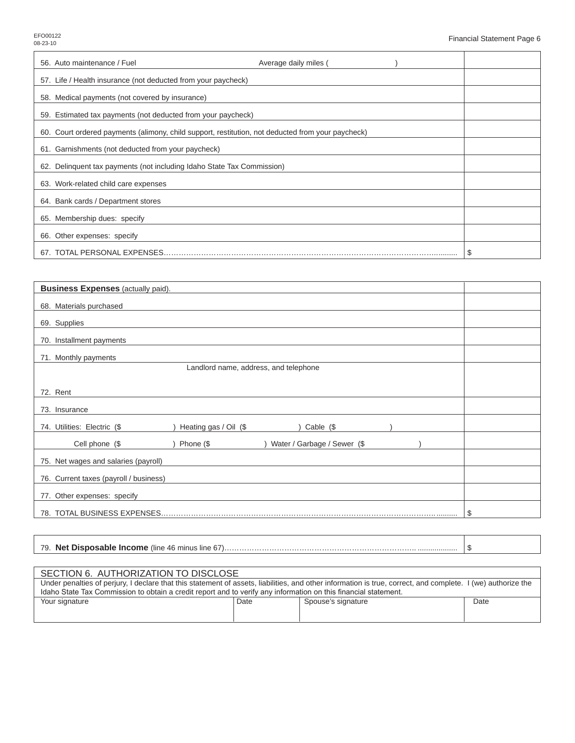| | |
|---|---|
| 56. Auto maintenance / Fuel Average daily miles ( ) | |
| 57. Life / Health insurance (not deducted from your paycheck) | |
| 58. Medical payments (not covered by insurance) | |
| 59. Estimated tax payments (not deducted from your paycheck) | |
| 60. Court ordered payments (alimony, child support, restitution, not deducted from your paycheck) | |
| 61. Garnishments (not deducted from your paycheck) | |
| 62. Delinquent tax payments (not including Idaho State Tax Commission) | |
| 63. Work-related child care expenses | |
| 64. Bank cards / Department stores | |
| 65. Membership dues: specify | |
| 66. Other expenses: specify | |
| 67. TOTAL PERSONAL EXPENSES……………………………………………………………………………………………........ | $ |

| | |
|---|---|
| **Business Expenses** (actually paid). | |
| 68. Materials purchased | |
| 69. Supplies | |
| 70. Installment payments | |
| 71. Monthly payments | |
| Landlord name, address, and telephone<br>72. Rent | |
| 73. Insurance | |
| 74. Utilities: Electric ($ ) Heating gas / Oil ($ ) Cable ($ ) | |
| Cell phone ($ ) Phone ($ ) Water / Garbage / Sewer ($ ) | |
| 75. Net wages and salaries (payroll) | |
| 76. Current taxes (payroll / business) | |
| 77. Other expenses: specify | |
| 78. TOTAL BUSINESS EXPENSES…………………………………………………………………………………………......... | $ |

| | |
|---|---|
| 79. **Net Disposable Income** (line 46 minus line 67)……………………………………………………………………. .................. | $ |

## SECTION 6. AUTHORIZATION TO DISCLOSE

Under penalties of perjury, I declare that this statement of assets, liabilities, and other information is true, correct, and complete. I (we) authorize the Idaho State Tax Commission to obtain a credit report and to verify any information on this financial statement.

| Your signature | Date | Spouse's signature | Date |
|---|---|---|---|
| | | | |